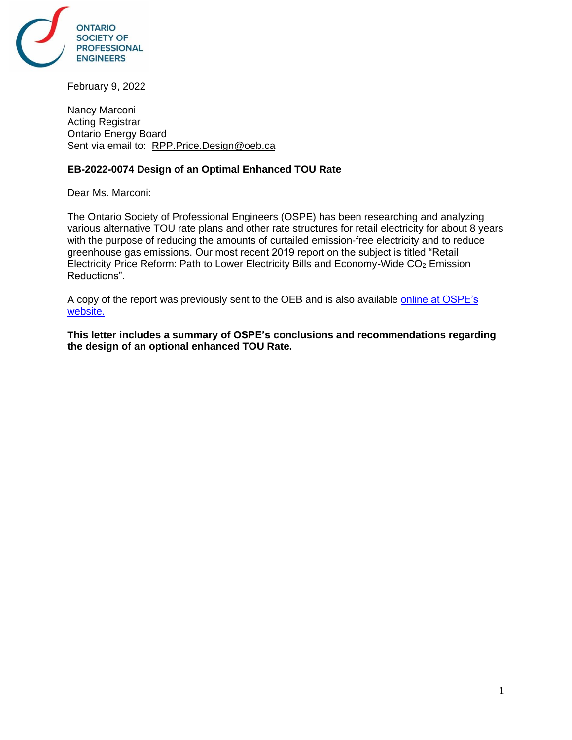ONTARIO SOCIETY OF PROFESSIONAL ENGINEERS

February 9, 2022

Nancy Marconi
Acting Registrar
Ontario Energy Board
Sent via email to: RPP.Price.Design@oeb.ca

**EB-2022-0074 Design of an Optimal Enhanced TOU Rate**

Dear Ms. Marconi:

The Ontario Society of Professional Engineers (OSPE) has been researching and analyzing various alternative TOU rate plans and other rate structures for retail electricity for about 8 years with the purpose of reducing the amounts of curtailed emission-free electricity and to reduce greenhouse gas emissions. Our most recent 2019 report on the subject is titled "Retail Electricity Price Reform: Path to Lower Electricity Bills and Economy-Wide $CO_2$ Emission Reductions".

A copy of the report was previously sent to the OEB and is also available online at OSPE's website.

**This letter includes a summary of OSPE's conclusions and recommendations regarding the design of an optional enhanced TOU Rate.**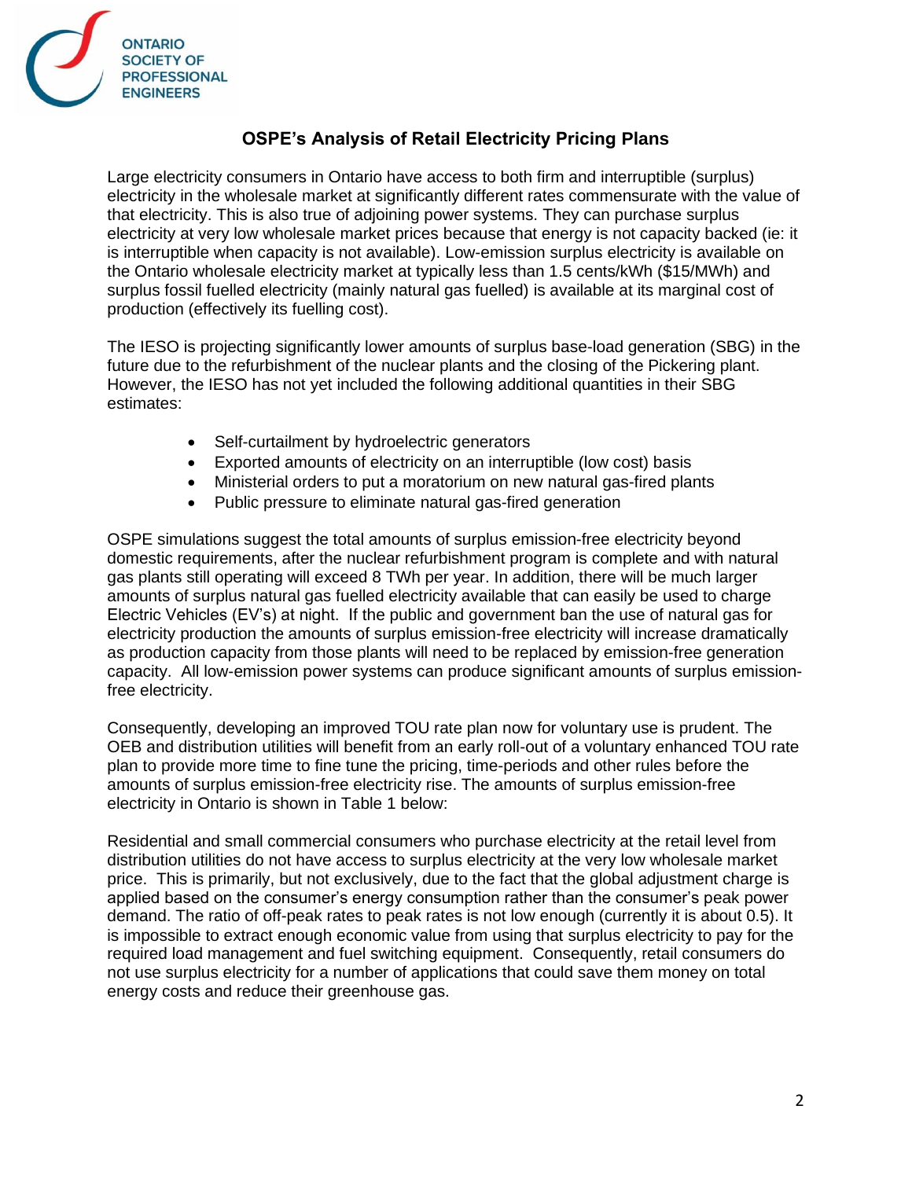## OSPE's Analysis of Retail Electricity Pricing Plans

Large electricity consumers in Ontario have access to both firm and interruptible (surplus) electricity in the wholesale market at significantly different rates commensurate with the value of that electricity. This is also true of adjoining power systems. They can purchase surplus electricity at very low wholesale market prices because that energy is not capacity backed (ie: it is interruptible when capacity is not available). Low-emission surplus electricity is available on the Ontario wholesale electricity market at typically less than 1.5 cents/kWh ($15/MWh) and surplus fossil fuelled electricity (mainly natural gas fuelled) is available at its marginal cost of production (effectively its fuelling cost).

The IESO is projecting significantly lower amounts of surplus base-load generation (SBG) in the future due to the refurbishment of the nuclear plants and the closing of the Pickering plant. However, the IESO has not yet included the following additional quantities in their SBG estimates:

- Self-curtailment by hydroelectric generators
- Exported amounts of electricity on an interruptible (low cost) basis
- Ministerial orders to put a moratorium on new natural gas-fired plants
- Public pressure to eliminate natural gas-fired generation

OSPE simulations suggest the total amounts of surplus emission-free electricity beyond domestic requirements, after the nuclear refurbishment program is complete and with natural gas plants still operating will exceed 8 TWh per year. In addition, there will be much larger amounts of surplus natural gas fuelled electricity available that can easily be used to charge Electric Vehicles (EV's) at night. If the public and government ban the use of natural gas for electricity production the amounts of surplus emission-free electricity will increase dramatically as production capacity from those plants will need to be replaced by emission-free generation capacity. All low-emission power systems can produce significant amounts of surplus emission-free electricity.

Consequently, developing an improved TOU rate plan now for voluntary use is prudent. The OEB and distribution utilities will benefit from an early roll-out of a voluntary enhanced TOU rate plan to provide more time to fine tune the pricing, time-periods and other rules before the amounts of surplus emission-free electricity rise. The amounts of surplus emission-free electricity in Ontario is shown in Table 1 below:

Residential and small commercial consumers who purchase electricity at the retail level from distribution utilities do not have access to surplus electricity at the very low wholesale market price. This is primarily, but not exclusively, due to the fact that the global adjustment charge is applied based on the consumer's energy consumption rather than the consumer's peak power demand. The ratio of off-peak rates to peak rates is not low enough (currently it is about 0.5). It is impossible to extract enough economic value from using that surplus electricity to pay for the required load management and fuel switching equipment. Consequently, retail consumers do not use surplus electricity for a number of applications that could save them money on total energy costs and reduce their greenhouse gas.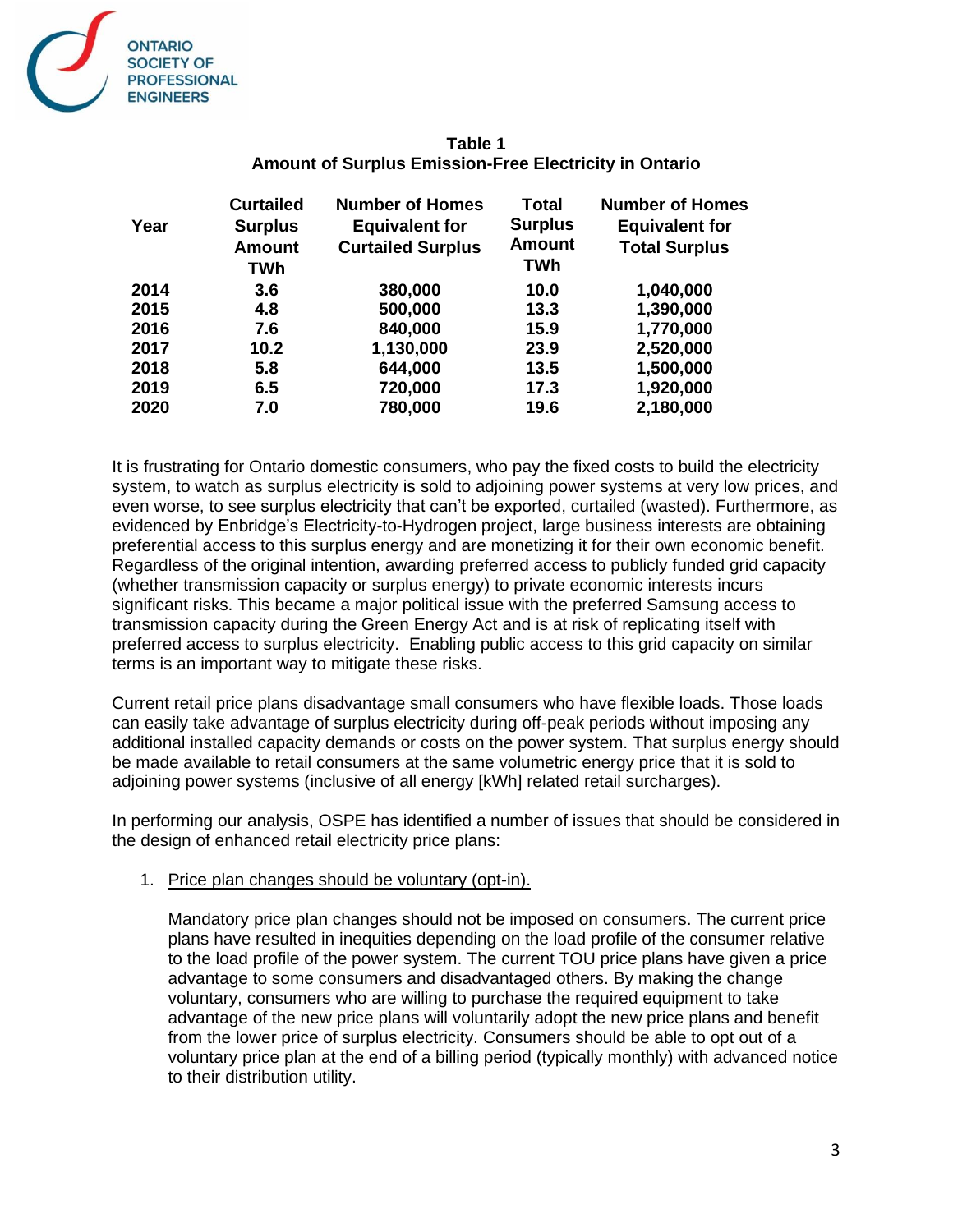**Table 1**
**Amount of Surplus Emission-Free Electricity in Ontario**

| Year | Curtailed Surplus Amount TWh | Number of Homes Equivalent for Curtailed Surplus | Total Surplus Amount TWh | Number of Homes Equivalent for Total Surplus |
|---|---|---|---|---|
| 2014 | 3.6 | 380,000 | 10.0 | 1,040,000 |
| 2015 | 4.8 | 500,000 | 13.3 | 1,390,000 |
| 2016 | 7.6 | 840,000 | 15.9 | 1,770,000 |
| 2017 | 10.2 | 1,130,000 | 23.9 | 2,520,000 |
| 2018 | 5.8 | 644,000 | 13.5 | 1,500,000 |
| 2019 | 6.5 | 720,000 | 17.3 | 1,920,000 |
| 2020 | 7.0 | 780,000 | 19.6 | 2,180,000 |

It is frustrating for Ontario domestic consumers, who pay the fixed costs to build the electricity system, to watch as surplus electricity is sold to adjoining power systems at very low prices, and even worse, to see surplus electricity that can't be exported, curtailed (wasted). Furthermore, as evidenced by Enbridge's Electricity-to-Hydrogen project, large business interests are obtaining preferential access to this surplus energy and are monetizing it for their own economic benefit. Regardless of the original intention, awarding preferred access to publicly funded grid capacity (whether transmission capacity or surplus energy) to private economic interests incurs significant risks. This became a major political issue with the preferred Samsung access to transmission capacity during the Green Energy Act and is at risk of replicating itself with preferred access to surplus electricity. Enabling public access to this grid capacity on similar terms is an important way to mitigate these risks.

Current retail price plans disadvantage small consumers who have flexible loads. Those loads can easily take advantage of surplus electricity during off-peak periods without imposing any additional installed capacity demands or costs on the power system. That surplus energy should be made available to retail consumers at the same volumetric energy price that it is sold to adjoining power systems (inclusive of all energy [kWh] related retail surcharges).

In performing our analysis, OSPE has identified a number of issues that should be considered in the design of enhanced retail electricity price plans:

1. Price plan changes should be voluntary (opt-in).

   Mandatory price plan changes should not be imposed on consumers. The current price plans have resulted in inequities depending on the load profile of the consumer relative to the load profile of the power system. The current TOU price plans have given a price advantage to some consumers and disadvantaged others. By making the change voluntary, consumers who are willing to purchase the required equipment to take advantage of the new price plans will voluntarily adopt the new price plans and benefit from the lower price of surplus electricity. Consumers should be able to opt out of a voluntary price plan at the end of a billing period (typically monthly) with advanced notice to their distribution utility.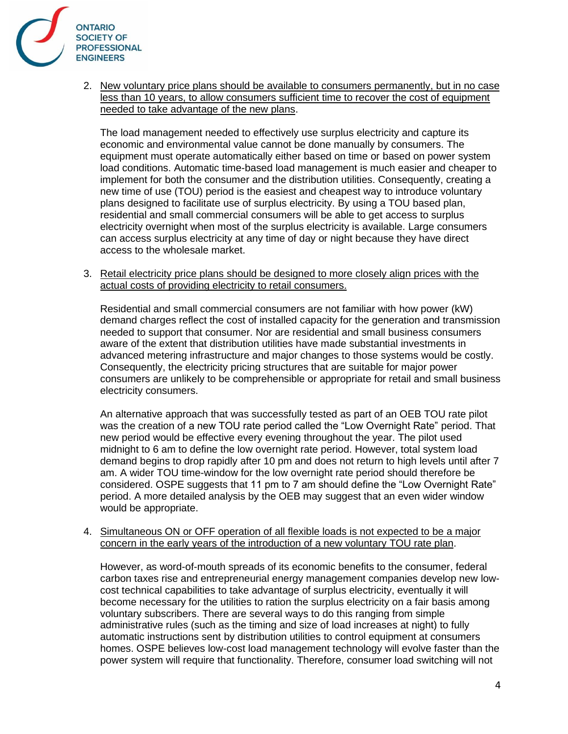2. <u>New voluntary price plans should be available to consumers permanently, but in no case less than 10 years, to allow consumers sufficient time to recover the cost of equipment needed to take advantage of the new plans</u>.

   The load management needed to effectively use surplus electricity and capture its economic and environmental value cannot be done manually by consumers. The equipment must operate automatically either based on time or based on power system load conditions. Automatic time-based load management is much easier and cheaper to implement for both the consumer and the distribution utilities. Consequently, creating a new time of use (TOU) period is the easiest and cheapest way to introduce voluntary plans designed to facilitate use of surplus electricity. By using a TOU based plan, residential and small commercial consumers will be able to get access to surplus electricity overnight when most of the surplus electricity is available. Large consumers can access surplus electricity at any time of day or night because they have direct access to the wholesale market.

3. <u>Retail electricity price plans should be designed to more closely align prices with the actual costs of providing electricity to retail consumers.</u>

   Residential and small commercial consumers are not familiar with how power (kW) demand charges reflect the cost of installed capacity for the generation and transmission needed to support that consumer. Nor are residential and small business consumers aware of the extent that distribution utilities have made substantial investments in advanced metering infrastructure and major changes to those systems would be costly. Consequently, the electricity pricing structures that are suitable for major power consumers are unlikely to be comprehensible or appropriate for retail and small business electricity consumers.

   An alternative approach that was successfully tested as part of an OEB TOU rate pilot was the creation of a new TOU rate period called the "Low Overnight Rate" period. That new period would be effective every evening throughout the year. The pilot used midnight to 6 am to define the low overnight rate period. However, total system load demand begins to drop rapidly after 10 pm and does not return to high levels until after 7 am. A wider TOU time-window for the low overnight rate period should therefore be considered. OSPE suggests that 11 pm to 7 am should define the "Low Overnight Rate" period. A more detailed analysis by the OEB may suggest that an even wider window would be appropriate.

4. <u>Simultaneous ON or OFF operation of all flexible loads is not expected to be a major concern in the early years of the introduction of a new voluntary TOU rate plan</u>.

   However, as word-of-mouth spreads of its economic benefits to the consumer, federal carbon taxes rise and entrepreneurial energy management companies develop new low-cost technical capabilities to take advantage of surplus electricity, eventually it will become necessary for the utilities to ration the surplus electricity on a fair basis among voluntary subscribers. There are several ways to do this ranging from simple administrative rules (such as the timing and size of load increases at night) to fully automatic instructions sent by distribution utilities to control equipment at consumers homes. OSPE believes low-cost load management technology will evolve faster than the power system will require that functionality. Therefore, consumer load switching will not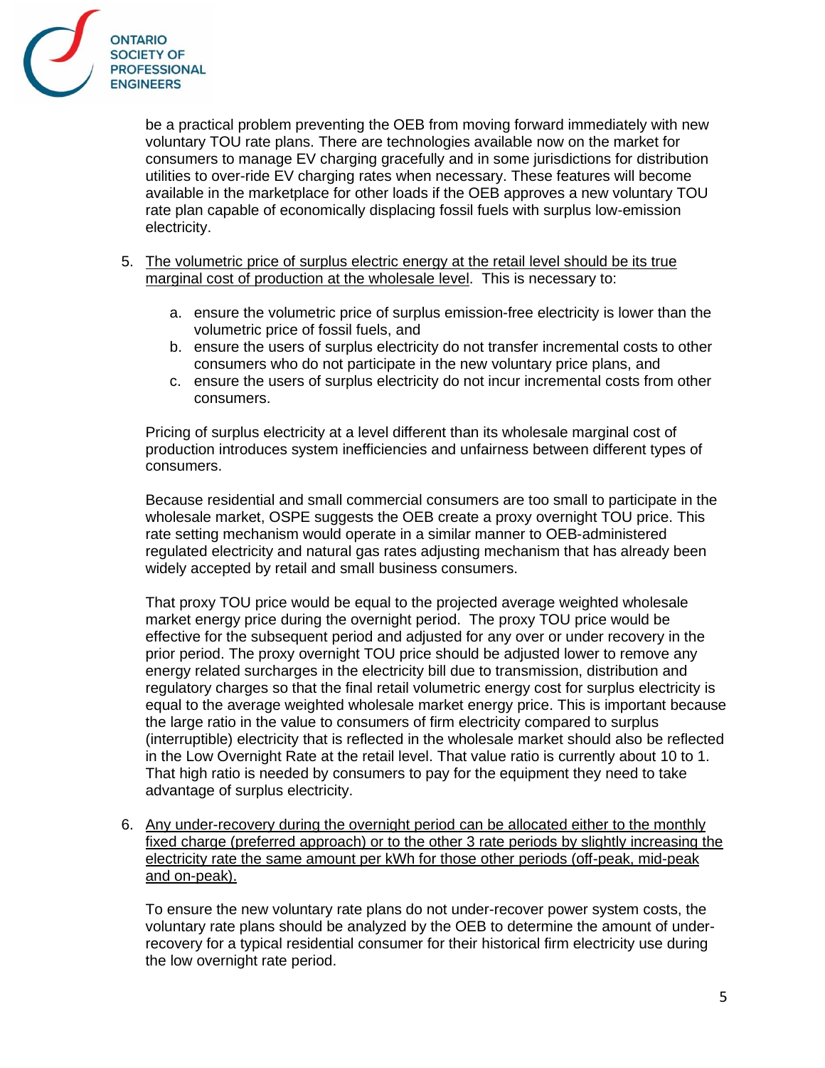be a practical problem preventing the OEB from moving forward immediately with new voluntary TOU rate plans. There are technologies available now on the market for consumers to manage EV charging gracefully and in some jurisdictions for distribution utilities to over-ride EV charging rates when necessary. These features will become available in the marketplace for other loads if the OEB approves a new voluntary TOU rate plan capable of economically displacing fossil fuels with surplus low-emission electricity.

5. <u>The volumetric price of surplus electric energy at the retail level should be its true marginal cost of production at the wholesale level</u>. This is necessary to:

   a. ensure the volumetric price of surplus emission-free electricity is lower than the volumetric price of fossil fuels, and
   b. ensure the users of surplus electricity do not transfer incremental costs to other consumers who do not participate in the new voluntary price plans, and
   c. ensure the users of surplus electricity do not incur incremental costs from other consumers.

   Pricing of surplus electricity at a level different than its wholesale marginal cost of production introduces system inefficiencies and unfairness between different types of consumers.

   Because residential and small commercial consumers are too small to participate in the wholesale market, OSPE suggests the OEB create a proxy overnight TOU price. This rate setting mechanism would operate in a similar manner to OEB-administered regulated electricity and natural gas rates adjusting mechanism that has already been widely accepted by retail and small business consumers.

   That proxy TOU price would be equal to the projected average weighted wholesale market energy price during the overnight period. The proxy TOU price would be effective for the subsequent period and adjusted for any over or under recovery in the prior period. The proxy overnight TOU price should be adjusted lower to remove any energy related surcharges in the electricity bill due to transmission, distribution and regulatory charges so that the final retail volumetric energy cost for surplus electricity is equal to the average weighted wholesale market energy price. This is important because the large ratio in the value to consumers of firm electricity compared to surplus (interruptible) electricity that is reflected in the wholesale market should also be reflected in the Low Overnight Rate at the retail level. That value ratio is currently about 10 to 1. That high ratio is needed by consumers to pay for the equipment they need to take advantage of surplus electricity.

6. <u>Any under-recovery during the overnight period can be allocated either to the monthly fixed charge (preferred approach) or to the other 3 rate periods by slightly increasing the electricity rate the same amount per kWh for those other periods (off-peak, mid-peak and on-peak).</u>

   To ensure the new voluntary rate plans do not under-recover power system costs, the voluntary rate plans should be analyzed by the OEB to determine the amount of under-recovery for a typical residential consumer for their historical firm electricity use during the low overnight rate period.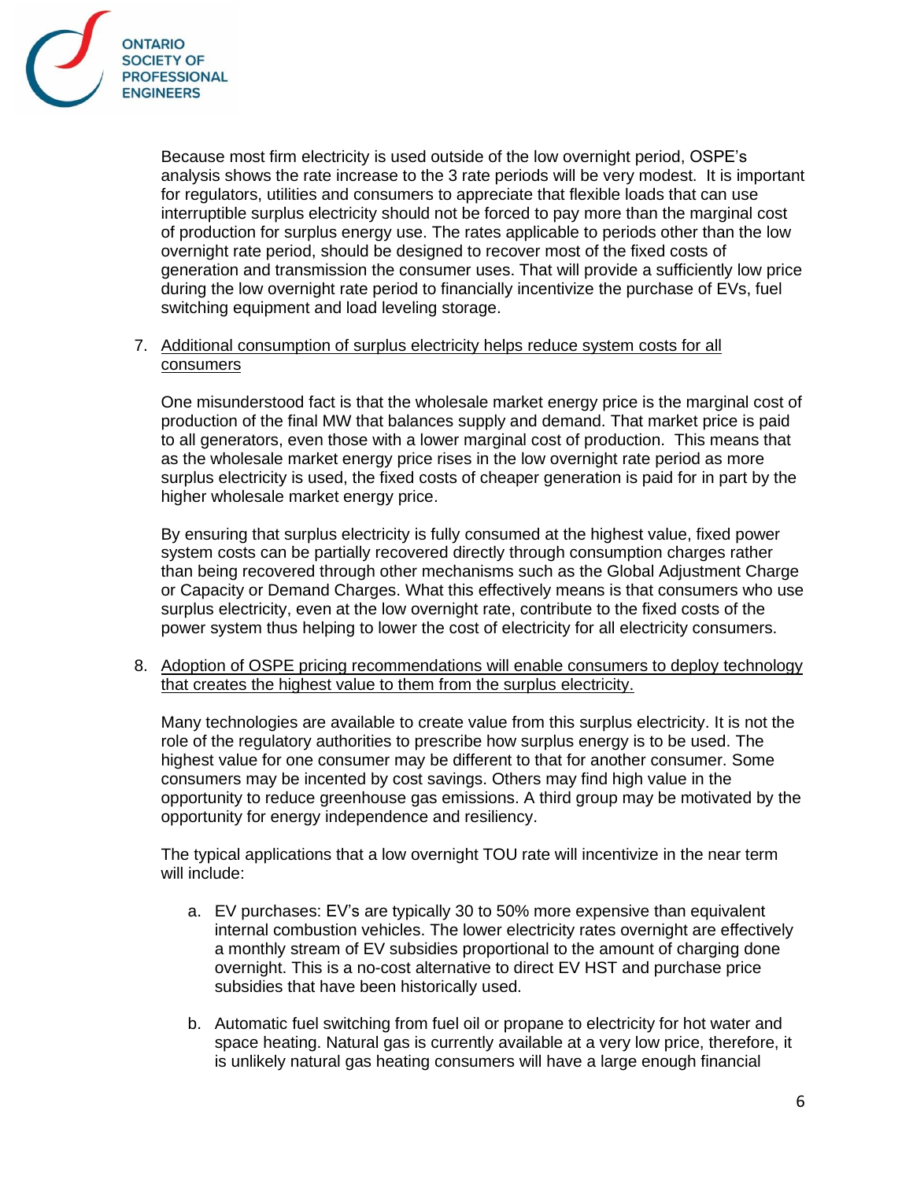Because most firm electricity is used outside of the low overnight period, OSPE's analysis shows the rate increase to the 3 rate periods will be very modest. It is important for regulators, utilities and consumers to appreciate that flexible loads that can use interruptible surplus electricity should not be forced to pay more than the marginal cost of production for surplus energy use. The rates applicable to periods other than the low overnight rate period, should be designed to recover most of the fixed costs of generation and transmission the consumer uses. That will provide a sufficiently low price during the low overnight rate period to financially incentivize the purchase of EVs, fuel switching equipment and load leveling storage.

7. <u>Additional consumption of surplus electricity helps reduce system costs for all consumers</u>

   One misunderstood fact is that the wholesale market energy price is the marginal cost of production of the final MW that balances supply and demand. That market price is paid to all generators, even those with a lower marginal cost of production. This means that as the wholesale market energy price rises in the low overnight rate period as more surplus electricity is used, the fixed costs of cheaper generation is paid for in part by the higher wholesale market energy price.

   By ensuring that surplus electricity is fully consumed at the highest value, fixed power system costs can be partially recovered directly through consumption charges rather than being recovered through other mechanisms such as the Global Adjustment Charge or Capacity or Demand Charges. What this effectively means is that consumers who use surplus electricity, even at the low overnight rate, contribute to the fixed costs of the power system thus helping to lower the cost of electricity for all electricity consumers.

8. <u>Adoption of OSPE pricing recommendations will enable consumers to deploy technology that creates the highest value to them from the surplus electricity.</u>

   Many technologies are available to create value from this surplus electricity. It is not the role of the regulatory authorities to prescribe how surplus energy is to be used. The highest value for one consumer may be different to that for another consumer. Some consumers may be incented by cost savings. Others may find high value in the opportunity to reduce greenhouse gas emissions. A third group may be motivated by the opportunity for energy independence and resiliency.

   The typical applications that a low overnight TOU rate will incentivize in the near term will include:

   a. EV purchases: EV's are typically 30 to 50% more expensive than equivalent internal combustion vehicles. The lower electricity rates overnight are effectively a monthly stream of EV subsidies proportional to the amount of charging done overnight. This is a no-cost alternative to direct EV HST and purchase price subsidies that have been historically used.

   b. Automatic fuel switching from fuel oil or propane to electricity for hot water and space heating. Natural gas is currently available at a very low price, therefore, it is unlikely natural gas heating consumers will have a large enough financial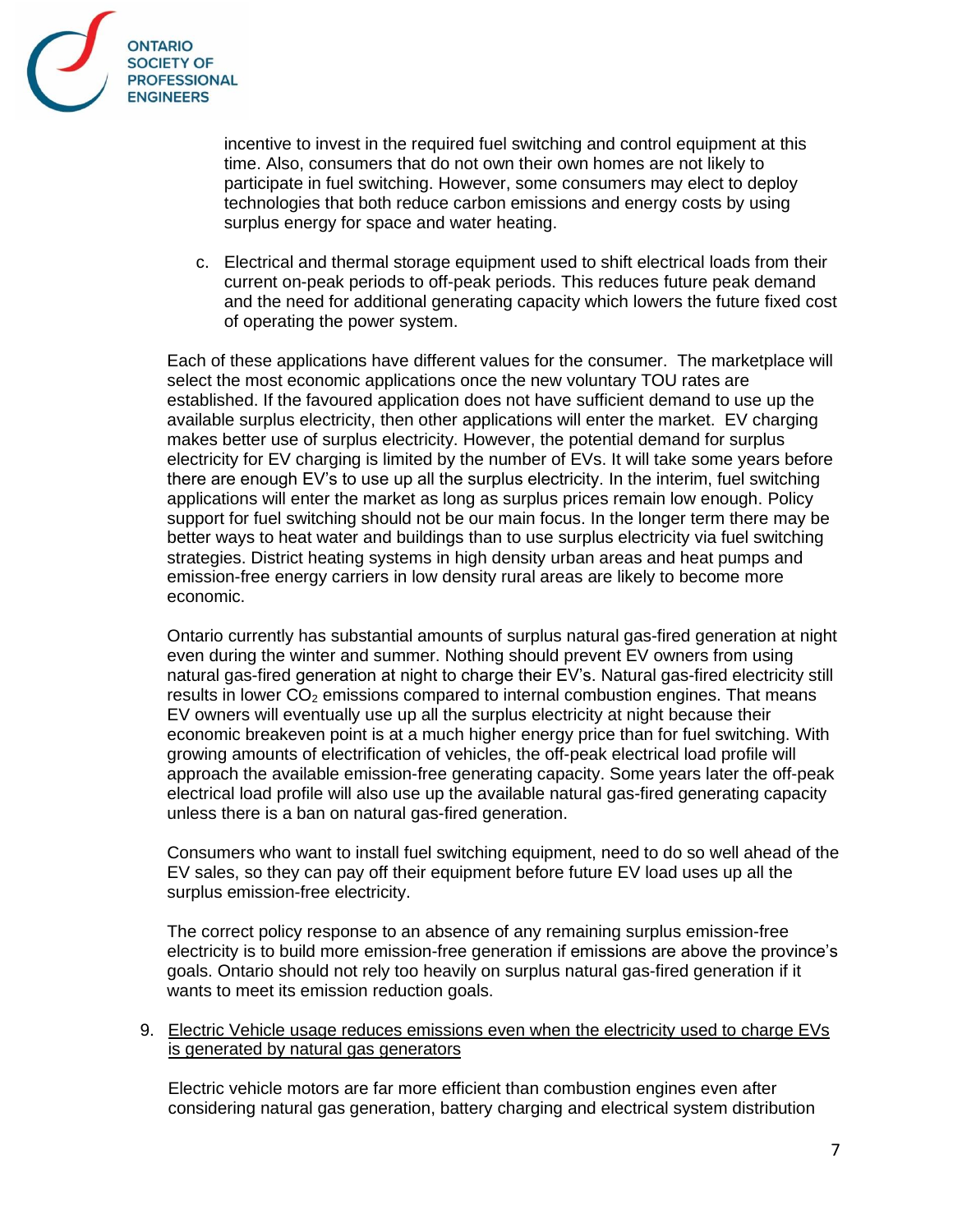incentive to invest in the required fuel switching and control equipment at this time. Also, consumers that do not own their own homes are not likely to participate in fuel switching. However, some consumers may elect to deploy technologies that both reduce carbon emissions and energy costs by using surplus energy for space and water heating.

c. Electrical and thermal storage equipment used to shift electrical loads from their current on-peak periods to off-peak periods. This reduces future peak demand and the need for additional generating capacity which lowers the future fixed cost of operating the power system.

Each of these applications have different values for the consumer. The marketplace will select the most economic applications once the new voluntary TOU rates are established. If the favoured application does not have sufficient demand to use up the available surplus electricity, then other applications will enter the market. EV charging makes better use of surplus electricity. However, the potential demand for surplus electricity for EV charging is limited by the number of EVs. It will take some years before there are enough EV's to use up all the surplus electricity. In the interim, fuel switching applications will enter the market as long as surplus prices remain low enough. Policy support for fuel switching should not be our main focus. In the longer term there may be better ways to heat water and buildings than to use surplus electricity via fuel switching strategies. District heating systems in high density urban areas and heat pumps and emission-free energy carriers in low density rural areas are likely to become more economic.

Ontario currently has substantial amounts of surplus natural gas-fired generation at night even during the winter and summer. Nothing should prevent EV owners from using natural gas-fired generation at night to charge their EV's. Natural gas-fired electricity still results in lower $CO_2$ emissions compared to internal combustion engines. That means EV owners will eventually use up all the surplus electricity at night because their economic breakeven point is at a much higher energy price than for fuel switching. With growing amounts of electrification of vehicles, the off-peak electrical load profile will approach the available emission-free generating capacity. Some years later the off-peak electrical load profile will also use up the available natural gas-fired generating capacity unless there is a ban on natural gas-fired generation.

Consumers who want to install fuel switching equipment, need to do so well ahead of the EV sales, so they can pay off their equipment before future EV load uses up all the surplus emission-free electricity.

The correct policy response to an absence of any remaining surplus emission-free electricity is to build more emission-free generation if emissions are above the province's goals. Ontario should not rely too heavily on surplus natural gas-fired generation if it wants to meet its emission reduction goals.

9. Electric Vehicle usage reduces emissions even when the electricity used to charge EVs is generated by natural gas generators

Electric vehicle motors are far more efficient than combustion engines even after considering natural gas generation, battery charging and electrical system distribution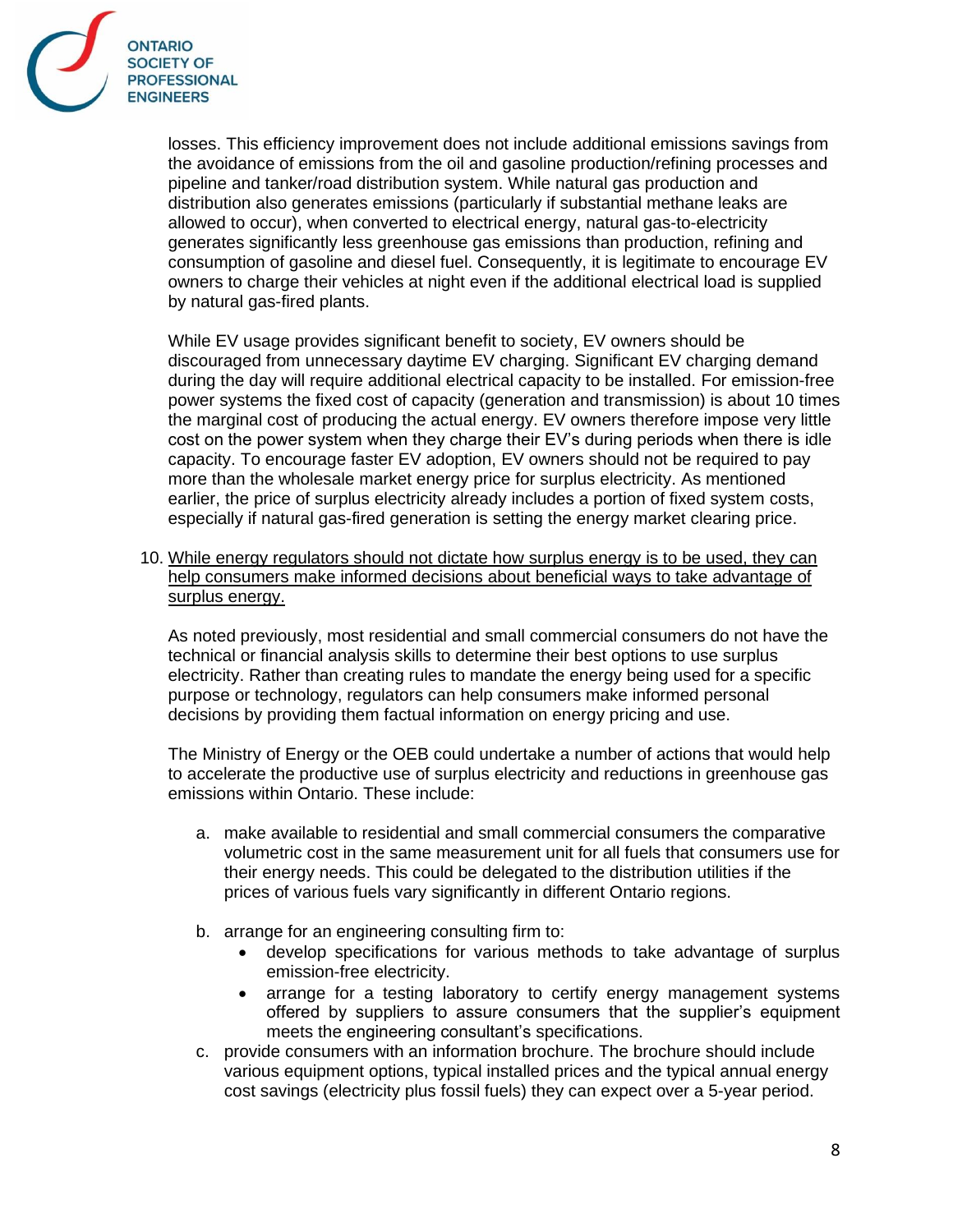losses. This efficiency improvement does not include additional emissions savings from the avoidance of emissions from the oil and gasoline production/refining processes and pipeline and tanker/road distribution system. While natural gas production and distribution also generates emissions (particularly if substantial methane leaks are allowed to occur), when converted to electrical energy, natural gas-to-electricity generates significantly less greenhouse gas emissions than production, refining and consumption of gasoline and diesel fuel. Consequently, it is legitimate to encourage EV owners to charge their vehicles at night even if the additional electrical load is supplied by natural gas-fired plants.

While EV usage provides significant benefit to society, EV owners should be discouraged from unnecessary daytime EV charging. Significant EV charging demand during the day will require additional electrical capacity to be installed. For emission-free power systems the fixed cost of capacity (generation and transmission) is about 10 times the marginal cost of producing the actual energy. EV owners therefore impose very little cost on the power system when they charge their EV's during periods when there is idle capacity. To encourage faster EV adoption, EV owners should not be required to pay more than the wholesale market energy price for surplus electricity. As mentioned earlier, the price of surplus electricity already includes a portion of fixed system costs, especially if natural gas-fired generation is setting the energy market clearing price.

10. <u>While energy regulators should not dictate how surplus energy is to be used, they can help consumers make informed decisions about beneficial ways to take advantage of surplus energy.</u>

    As noted previously, most residential and small commercial consumers do not have the technical or financial analysis skills to determine their best options to use surplus electricity. Rather than creating rules to mandate the energy being used for a specific purpose or technology, regulators can help consumers make informed personal decisions by providing them factual information on energy pricing and use.

    The Ministry of Energy or the OEB could undertake a number of actions that would help to accelerate the productive use of surplus electricity and reductions in greenhouse gas emissions within Ontario. These include:

    a. make available to residential and small commercial consumers the comparative volumetric cost in the same measurement unit for all fuels that consumers use for their energy needs. This could be delegated to the distribution utilities if the prices of various fuels vary significantly in different Ontario regions.

    b. arrange for an engineering consulting firm to:
       - develop specifications for various methods to take advantage of surplus emission-free electricity.
       - arrange for a testing laboratory to certify energy management systems offered by suppliers to assure consumers that the supplier's equipment meets the engineering consultant's specifications.

    c. provide consumers with an information brochure. The brochure should include various equipment options, typical installed prices and the typical annual energy cost savings (electricity plus fossil fuels) they can expect over a 5-year period.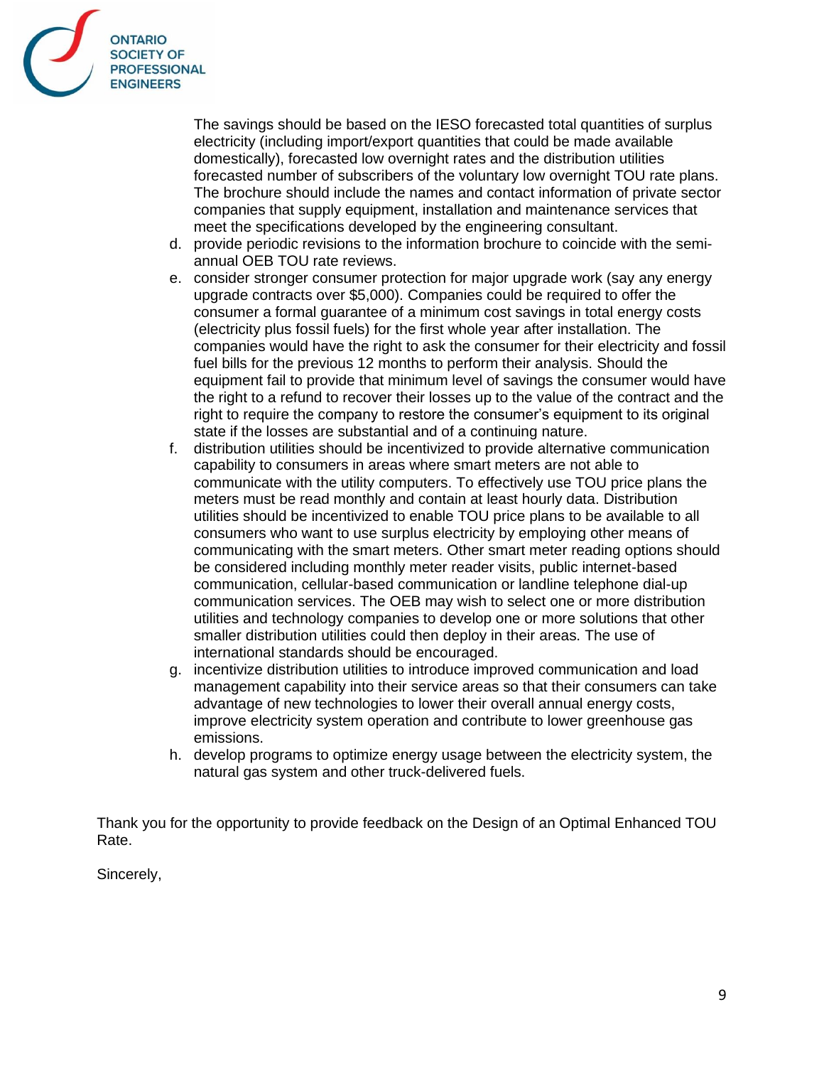The savings should be based on the IESO forecasted total quantities of surplus electricity (including import/export quantities that could be made available domestically), forecasted low overnight rates and the distribution utilities forecasted number of subscribers of the voluntary low overnight TOU rate plans. The brochure should include the names and contact information of private sector companies that supply equipment, installation and maintenance services that meet the specifications developed by the engineering consultant.

d. provide periodic revisions to the information brochure to coincide with the semi-annual OEB TOU rate reviews.
e. consider stronger consumer protection for major upgrade work (say any energy upgrade contracts over $5,000). Companies could be required to offer the consumer a formal guarantee of a minimum cost savings in total energy costs (electricity plus fossil fuels) for the first whole year after installation. The companies would have the right to ask the consumer for their electricity and fossil fuel bills for the previous 12 months to perform their analysis. Should the equipment fail to provide that minimum level of savings the consumer would have the right to a refund to recover their losses up to the value of the contract and the right to require the company to restore the consumer's equipment to its original state if the losses are substantial and of a continuing nature.
f. distribution utilities should be incentivized to provide alternative communication capability to consumers in areas where smart meters are not able to communicate with the utility computers. To effectively use TOU price plans the meters must be read monthly and contain at least hourly data. Distribution utilities should be incentivized to enable TOU price plans to be available to all consumers who want to use surplus electricity by employing other means of communicating with the smart meters. Other smart meter reading options should be considered including monthly meter reader visits, public internet-based communication, cellular-based communication or landline telephone dial-up communication services. The OEB may wish to select one or more distribution utilities and technology companies to develop one or more solutions that other smaller distribution utilities could then deploy in their areas. The use of international standards should be encouraged.
g. incentivize distribution utilities to introduce improved communication and load management capability into their service areas so that their consumers can take advantage of new technologies to lower their overall annual energy costs, improve electricity system operation and contribute to lower greenhouse gas emissions.
h. develop programs to optimize energy usage between the electricity system, the natural gas system and other truck-delivered fuels.

Thank you for the opportunity to provide feedback on the Design of an Optimal Enhanced TOU Rate.

Sincerely,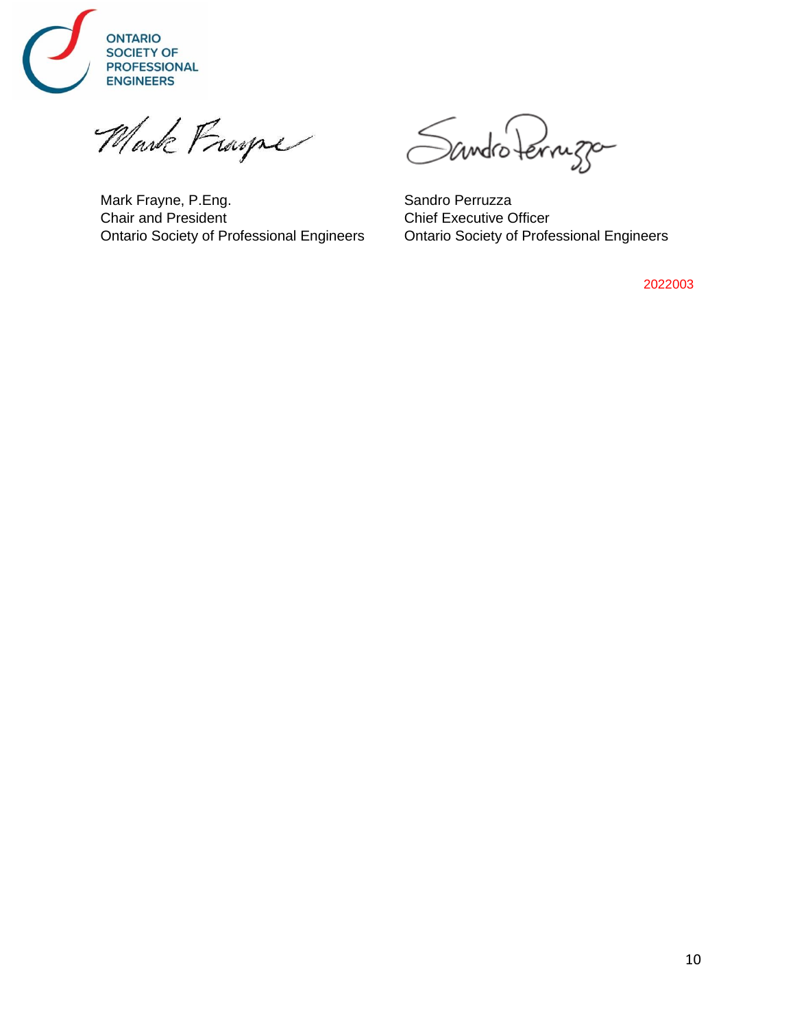ONTARIO SOCIETY OF PROFESSIONAL ENGINEERS

Mark Frayne, P.Eng.
Chair and President
Ontario Society of Professional Engineers

Sandro Perruzza
Chief Executive Officer
Ontario Society of Professional Engineers

2022003